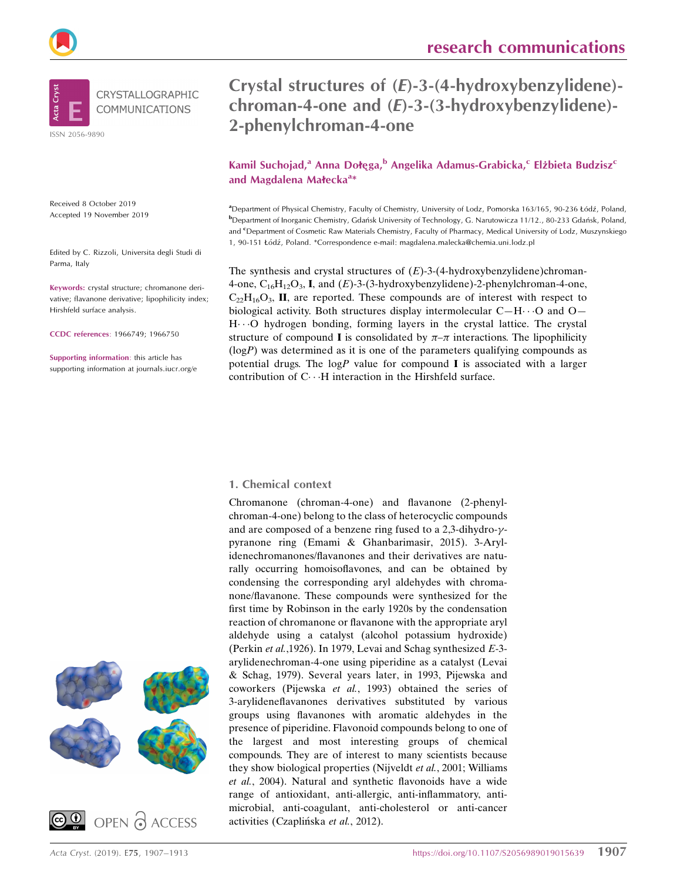# Crystal structures of (*E*)-3-(4-hydroxybenzylidene)-chroman-4-one and (*E*)-3-(3-hydroxybenzylidene)-2-phenylchroman-4-one

**Kamil Suchojad,[a] Anna Dołęga,[b] Angelika Adamus-Grabicka,[c] Elżbieta Budzisz[c] and Magdalena Małecka[a]***

[a]Department of Physical Chemistry, Faculty of Chemistry, University of Lodz, Pomorska 163/165, 90-236 Łódź, Poland, [b]Department of Inorganic Chemistry, Gdańsk University of Technology, G. Narutowicza 11/12., 80-233 Gdańsk, Poland, and [c]Department of Cosmetic Raw Materials Chemistry, Faculty of Pharmacy, Medical University of Lodz, Muszynskiego 1, 90-151 Łódź, Poland. *Correspondence e-mail: magdalena.malecka@chemia.uni.lodz.pl

Received 8 October 2019
Accepted 19 November 2019

Edited by C. Rizzoli, Universita degli Studi di Parma, Italy

**Keywords:** crystal structure; chromanone derivative; flavanone derivative; lipophilicity index; Hirshfeld surface analysis.

**CCDC references**: 1966749; 1966750

**Supporting information**: this article has supporting information at journals.iucr.org/e

The synthesis and crystal structures of (*E*)-3-(4-hydroxybenzylidene)chroman-4-one, $C_{16}H_{12}O_3$, **I**, and (*E*)-3-(3-hydroxybenzylidene)-2-phenylchroman-4-one, $C_{22}H_{16}O_3$, **II**, are reported. These compounds are of interest with respect to biological activity. Both structures display intermolecular C—H⋯O and O—H⋯O hydrogen bonding, forming layers in the crystal lattice. The crystal structure of compound **I** is consolidated by $\pi$–$\pi$ interactions. The lipophilicity (log*P*) was determined as it is one of the parameters qualifying compounds as potential drugs. The log*P* value for compound **I** is associated with a larger contribution of C⋯H interaction in the Hirshfeld surface.

## 1. Chemical context

Chromanone (chroman-4-one) and flavanone (2-phenyl-chroman-4-one) belong to the class of heterocyclic compounds and are composed of a benzene ring fused to a 2,3-dihydro-$\gamma$-pyranone ring (Emami & Ghanbarimasir, 2015). 3-Arylidenechromanones/flavanones and their derivatives are naturally occurring homoisoflavones, and can be obtained by condensing the corresponding aryl aldehydes with chromanone/flavanone. These compounds were synthesized for the first time by Robinson in the early 1920s by the condensation reaction of chromanone or flavanone with the appropriate aryl aldehyde using a catalyst (alcohol potassium hydroxide) (Perkin *et al.*,1926). In 1979, Levai and Schag synthesized *E*-3-arylidenechroman-4-one using piperidine as a catalyst (Levai & Schag, 1979). Several years later, in 1993, Pijewska and coworkers (Pijewska *et al.*, 1993) obtained the series of 3-arylideneflavanones derivatives substituted by various groups using flavanones with aromatic aldehydes in the presence of piperidine. Flavonoid compounds belong to one of the largest and most interesting groups of chemical compounds. They are of interest to many scientists because they show biological properties (Nijveldt *et al.*, 2001; Williams *et al.*, 2004). Natural and synthetic flavonoids have a wide range of antioxidant, anti-allergic, anti-inflammatory, antimicrobial, anti-coagulant, anti-cholesterol or anti-cancer activities (Czaplińska *et al.*, 2012).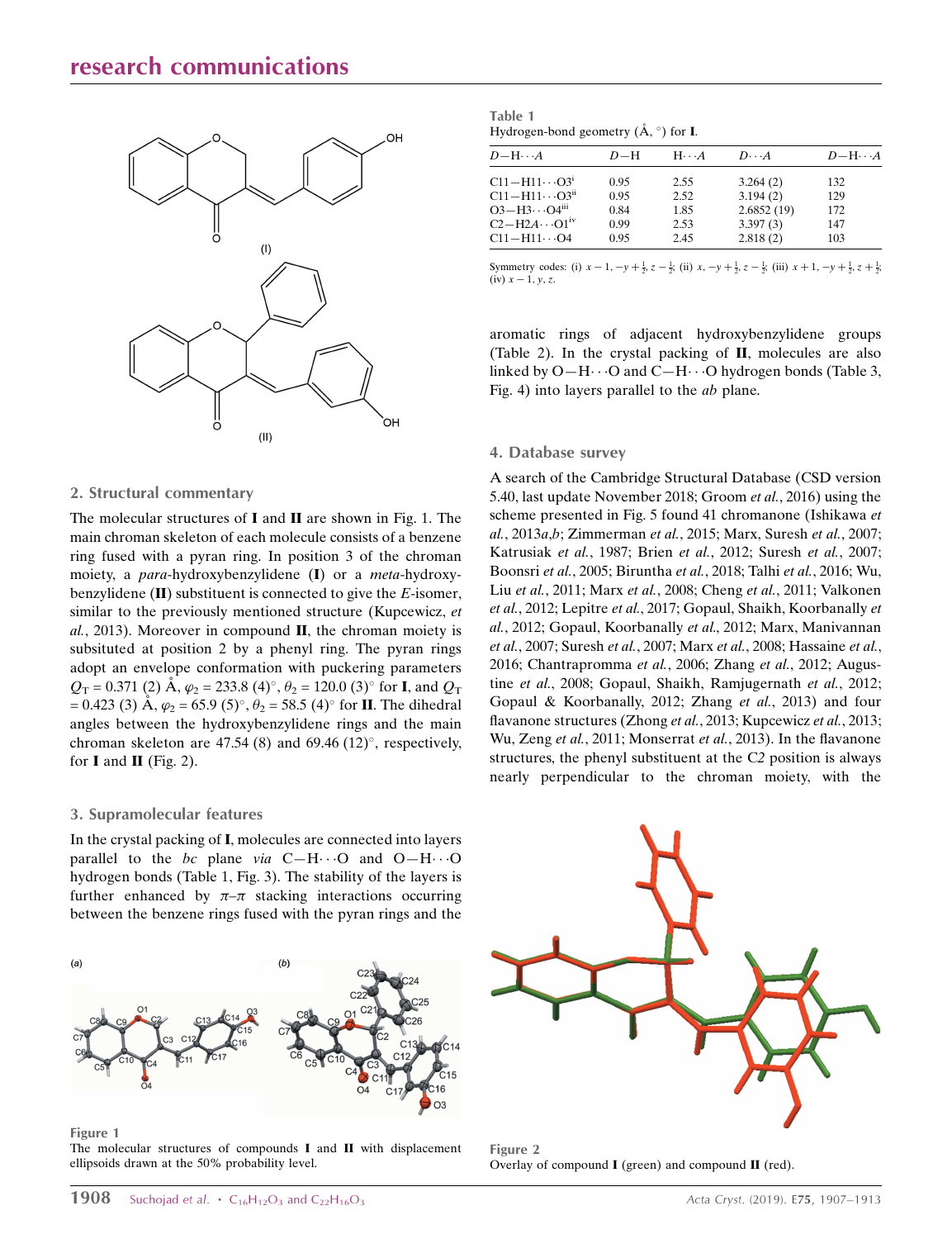(I)

(II)

## 2. Structural commentary

The molecular structures of **I** and **II** are shown in Fig. 1. The main chroman skeleton of each molecule consists of a benzene ring fused with a pyran ring. In position 3 of the chroman moiety, a *para*-hydroxybenzylidene (**I**) or a *meta*-hydroxybenzylidene (**II**) substituent is connected to give the *E*-isomer, similar to the previously mentioned structure (Kupcewicz, *et al.*, 2013). Moreover in compound **II**, the chroman moiety is subsituted at position 2 by a phenyl ring. The pyran rings adopt an envelope conformation with puckering parameters $Q_T$ = 0.371 (2) Å, $\varphi_2$ = 233.8 (4)°, $\theta_2$ = 120.0 (3)° for **I**, and $Q_T$ = 0.423 (3) Å, $\varphi_2$ = 65.9 (5)°, $\theta_2$ = 58.5 (4)° for **II**. The dihedral angles between the hydroxybenzylidene rings and the main chroman skeleton are 47.54 (8) and 69.46 (12)°, respectively, for **I** and **II** (Fig. 2).

## 3. Supramolecular features

In the crystal packing of **I**, molecules are connected into layers parallel to the *bc* plane *via* C—H⋯O and O—H⋯O hydrogen bonds (Table 1, Fig. 3). The stability of the layers is further enhanced by $\pi$–$\pi$ stacking interactions occurring between the benzene rings fused with the pyran rings and the aromatic rings of adjacent hydroxybenzylidene groups (Table 2). In the crystal packing of **II**, molecules are also linked by O—H⋯O and C—H⋯O hydrogen bonds (Table 3, Fig. 4) into layers parallel to the *ab* plane.

**Table 1**
Hydrogen-bond geometry (Å, °) for **I**.

| $D$—H⋯$A$ | $D$—H | H⋯$A$ | $D$⋯$A$ | $D$—H⋯$A$ |
|---|---|---|---|---|
| C11—H11⋯O3[i] | 0.95 | 2.55 | 3.264 (2) | 132 |
| C11—H11⋯O3[ii] | 0.95 | 2.52 | 3.194 (2) | 129 |
| O3—H3⋯O4[iii] | 0.84 | 1.85 | 2.6852 (19) | 172 |
| C2—H2A⋯O1[iv] | 0.99 | 2.53 | 3.397 (3) | 147 |
| C11—H11⋯O4 | 0.95 | 2.45 | 2.818 (2) | 103 |

Symmetry codes: (i) $x-1, -y+\frac{1}{2}, z-\frac{1}{2}$; (ii) $x, -y+\frac{1}{2}, z-\frac{1}{2}$; (iii) $x+1, -y+\frac{1}{2}, z+\frac{1}{2}$; (iv) $x-1, y, z$.

## 4. Database survey

A search of the Cambridge Structural Database (CSD version 5.40, last update November 2018; Groom *et al.*, 2016) using the scheme presented in Fig. 5 found 41 chromanone structures (Ishikawa *et al.*, 2013*a*,*b*; Zimmerman *et al.*, 2015; Marx, Suresh *et al.*, 2007; Katrusiak *et al.*, 1987; Brien *et al.*, 2012; Suresh *et al.*, 2007; Boonsri *et al.*, 2005; Biruntha *et al.*, 2018; Talhi *et al.*, 2016; Wu, Liu *et al.*, 2011; Marx *et al.*, 2008; Cheng *et al.*, 2011; Valkonen *et al.*, 2012; Lepitre *et al.*, 2017; Gopaul, Shaikh, Koorbanally *et al.*, 2012; Gopaul, Koorbanally *et al.*, 2012; Marx, Manivannan *et al.*, 2007; Suresh *et al.*, 2007; Marx *et al.*, 2008; Hassaine *et al.*, 2016; Chantrapromma *et al.*, 2006; Zhang *et al.*, 2012; Augustine *et al.*, 2008; Gopaul, Shaikh, Ramjugernath *et al.*, 2012; Gopaul & Koorbanally, 2012; Zhang *et al.*, 2013) and four flavanone structures (Zhong *et al.*, 2013; Kupcewicz *et al.*, 2013; Wu, Zeng *et al.*, 2011; Monserrat *et al.*, 2013). In the flavanone structures, the phenyl substituent at the C2 position is always nearly perpendicular to the chroman moiety, with the

**Figure 1**
The molecular structures of compounds **I** and **II** with displacement ellipsoids drawn at the 50% probability level.

**Figure 2**
Overlay of compound **I** (green) and compound **II** (red).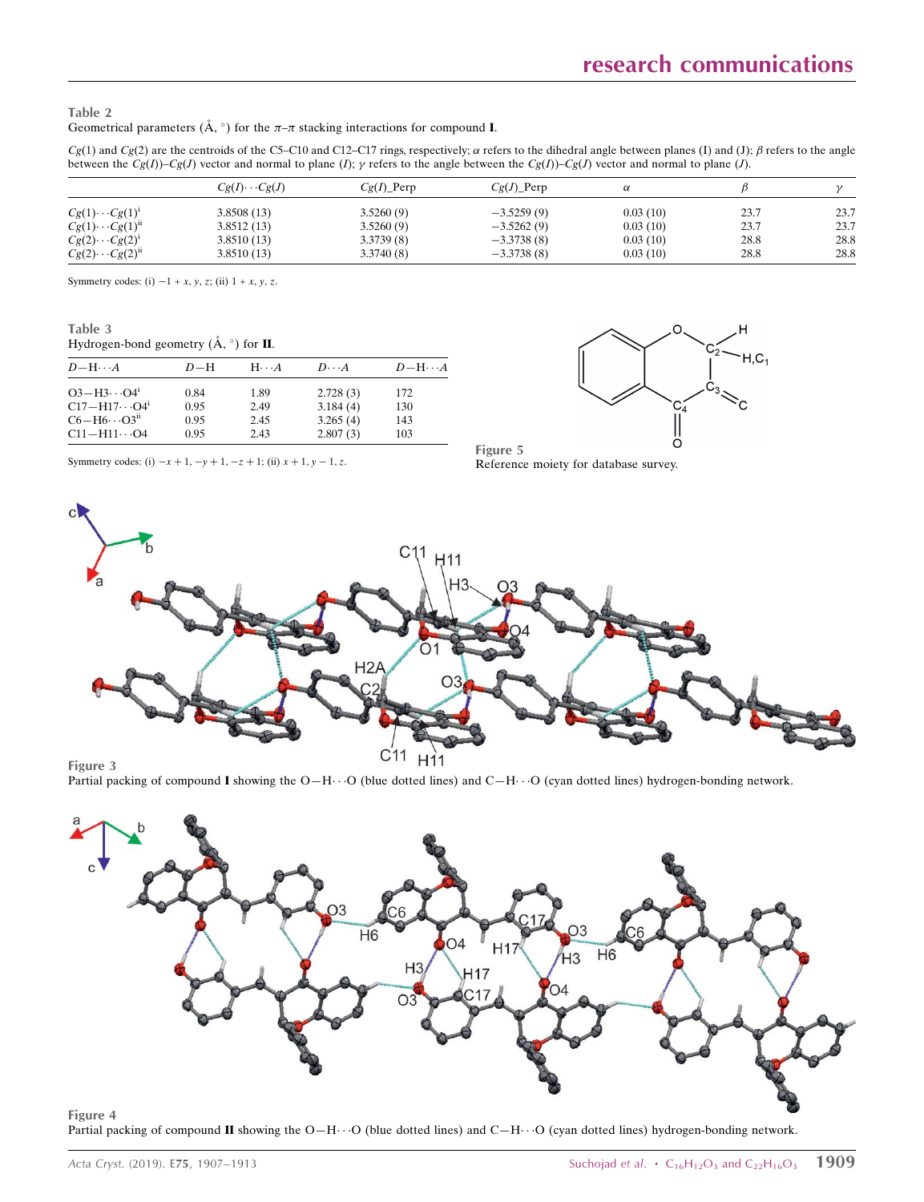**Table 2**
Geometrical parameters (Å, °) for the $\pi$–$\pi$ stacking interactions for compound **I**.

$Cg$(1) and $Cg$(2) are the centroids of the C5–C10 and C12–C17 rings, respectively; $\alpha$ refers to the dihedral angle between planes (I) and (J); $\beta$ refers to the angle between the $Cg(I)$)–$Cg(J)$ vector and normal to plane ($I$); $\gamma$ refers to the angle between the $Cg(I)$–$Cg(J)$ vector and normal to plane ($J$).

| | $Cg(I)\cdots Cg(J)$ | $Cg(I)$_Perp | $Cg(J)$_Perp | $\alpha$ | $\beta$ | $\gamma$ |
|---|---|---|---|---|---|---|
| $Cg(1)\cdots Cg(1)^{i}$ | 3.8508 (13) | 3.5260 (9) | −3.5259 (9) | 0.03 (10) | 23.7 | 23.7 |
| $Cg(1)\cdots Cg(1)^{ii}$ | 3.8512 (13) | 3.5260 (9) | −3.5262 (9) | 0.03 (10) | 23.7 | 23.7 |
| $Cg(2)\cdots Cg(2)^{i}$ | 3.8510 (13) | 3.3739 (8) | −3.3738 (8) | 0.03 (10) | 28.8 | 28.8 |
| $Cg(2)\cdots Cg(2)^{ii}$ | 3.8510 (13) | 3.3740 (8) | −3.3738 (8) | 0.03 (10) | 28.8 | 28.8 |

Symmetry codes: (i) $-1 + x, y, z$; (ii) $1 + x, y, z$.

**Table 3**
Hydrogen-bond geometry (Å, °) for **II**.

| $D$—H$\cdots A$ | $D$—H | H$\cdots A$ | $D\cdots A$ | $D$—H$\cdots A$ |
|---|---|---|---|---|
| O3—H3$\cdots$O4$^{i}$ | 0.84 | 1.89 | 2.728 (3) | 172 |
| C17—H17$\cdots$O4$^{i}$ | 0.95 | 2.49 | 3.184 (4) | 130 |
| C6—H6$\cdots$O3$^{ii}$ | 0.95 | 2.45 | 3.265 (4) | 143 |
| C11—H11$\cdots$O4 | 0.95 | 2.43 | 2.807 (3) | 103 |

Symmetry codes: (i) $-x + 1, -y + 1, -z + 1$; (ii) $x + 1, y - 1, z$.

**Figure 5**
Reference moiety for database survey.

**Figure 3**
Partial packing of compound **I** showing the O—H$\cdots$O (blue dotted lines) and C—H$\cdots$O (cyan dotted lines) hydrogen-bonding network.

**Figure 4**
Partial packing of compound **II** showing the O—H$\cdots$O (blue dotted lines) and C—H$\cdots$O (cyan dotted lines) hydrogen-bonding network.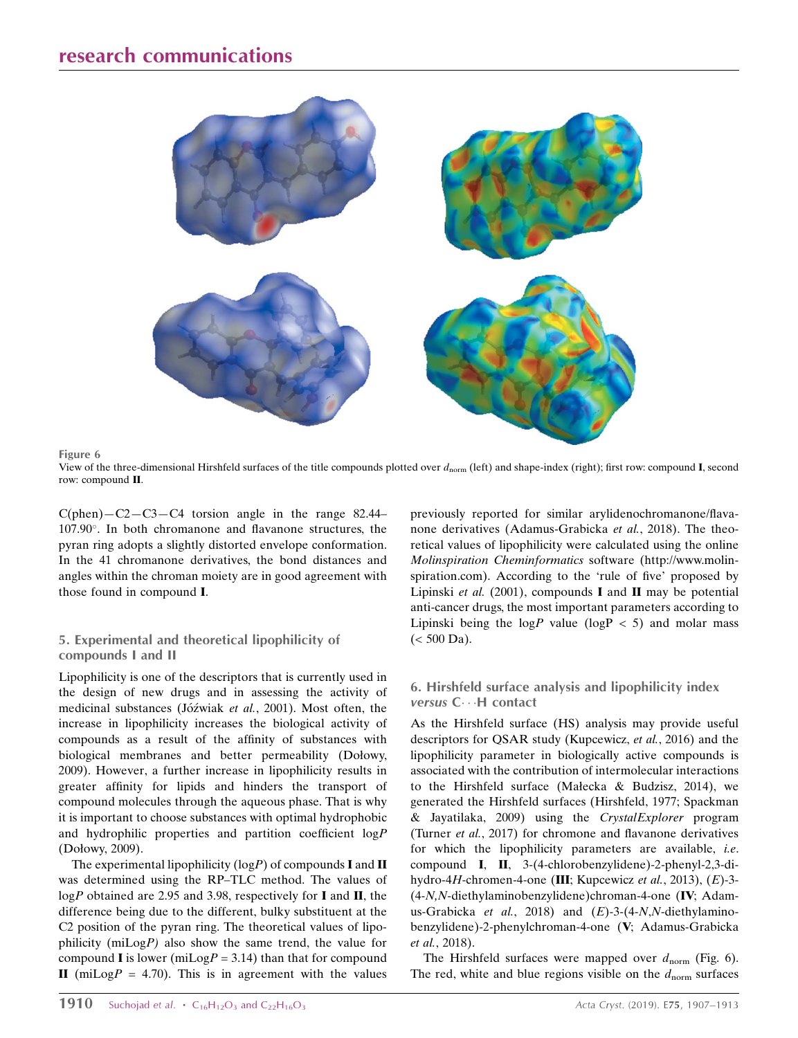Figure 6
View of the three-dimensional Hirshfeld surfaces of the title compounds plotted over $d_{norm}$ (left) and shape-index (right); first row: compound **I**, second row: compound **II**.

C(phen)—C2—C3—C4 torsion angle in the range 82.44–107.90°. In both chromanone and flavanone structures, the pyran ring adopts a slightly distorted envelope conformation. In the 41 chromanone derivatives, the bond distances and angles within the chroman moiety are in good agreement with those found in compound **I**.

## 5. Experimental and theoretical lipophilicity of compounds I and II

Lipophilicity is one of the descriptors that is currently used in the design of new drugs and in assessing the activity of medicinal substances (Jóźwiak *et al.*, 2001). Most often, the increase in lipophilicity increases the biological activity of compounds as a result of the affinity of substances with biological membranes and better permeability (Dołowy, 2009). However, a further increase in lipophilicity results in greater affinity for lipids and hinders the transport of compound molecules through the aqueous phase. That is why it is important to choose substances with optimal hydrophobic and hydrophilic properties and partition coefficient log*P* (Dołowy, 2009).

The experimental lipophilicity (log*P*) of compounds **I** and **II** was determined using the RP–TLC method. The values of log*P* obtained are 2.95 and 3.98, respectively for **I** and **II**, the difference being due to the different, bulky substituent at the C2 position of the pyran ring. The theoretical values of lipophilicity (miLog*P)* also show the same trend, the value for compound **I** is lower (miLog*P* = 3.14) than that for compound **II** (miLog*P* = 4.70). This is in agreement with the values previously reported for similar arylidenochromanone/flavanone derivatives (Adamus-Grabicka *et al.*, 2018). The theoretical values of lipophilicity were calculated using the online *Molinspiration Cheminformatics* software (http://www.molinspiration.com). According to the 'rule of five' proposed by Lipinski *et al.* (2001), compounds **I** and **II** may be potential anti-cancer drugs, the most important parameters according to Lipinski being the log*P* value (logP < 5) and molar mass (< 500 Da).

## 6. Hirshfeld surface analysis and lipophilicity index *versus* C···H contact

As the Hirshfeld surface (HS) analysis may provide useful descriptors for QSAR study (Kupcewicz, *et al.*, 2016) and the lipophilicity parameter in biologically active compounds is associated with the contribution of intermolecular interactions to the Hirshfeld surface (Małecka & Budzisz, 2014), we generated the Hirshfeld surfaces (Hirshfeld, 1977; Spackman & Jayatilaka, 2009) using the *CrystalExplorer* program (Turner *et al.*, 2017) for chromone and flavanone derivatives for which the lipophilicity parameters are available, *i.e.* compound **I**, **II**, 3-(4-chlorobenzylidene)-2-phenyl-2,3-dihydro-4*H*-chromen-4-one (**III**; Kupcewicz *et al.*, 2013), (*E*)-3-(4-*N,N*-diethylaminobenzylidene)chroman-4-one (**IV**; Adamus-Grabicka *et al.*, 2018) and (*E*)-3-(4-*N,N*-diethylaminobenzylidene)-2-phenylchroman-4-one (**V**; Adamus-Grabicka *et al.*, 2018).

The Hirshfeld surfaces were mapped over $d_{norm}$ (Fig. 6). The red, white and blue regions visible on the $d_{norm}$ surfaces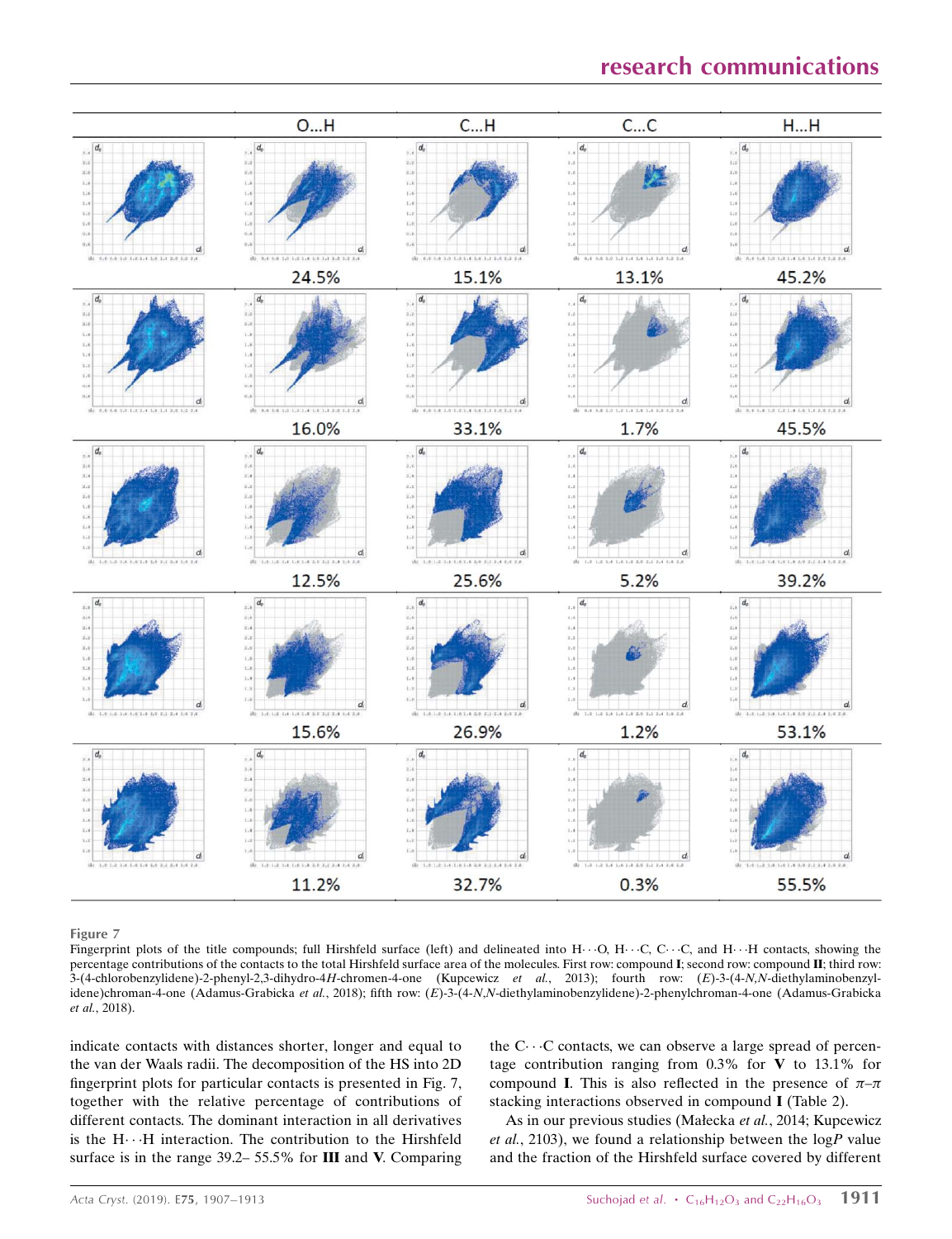| | O…H | C…H | C…C | H…H |
|---|---|---|---|---|
| | 24.5% | 15.1% | 13.1% | 45.2% |
| | 16.0% | 33.1% | 1.7% | 45.5% |
| | 12.5% | 25.6% | 5.2% | 39.2% |
| | 15.6% | 26.9% | 1.2% | 53.1% |
| | 11.2% | 32.7% | 0.3% | 55.5% |

**Figure 7**
Fingerprint plots of the title compounds; full Hirshfeld surface (left) and delineated into H···O, H···C, C···C, and H···H contacts, showing the percentage contributions of the contacts to the total Hirshfeld surface area of the molecules. First row: compound **I**; second row: compound **II**; third row: 3-(4-chlorobenzylidene)-2-phenyl-2,3-dihydro-4*H*-chromen-4-one (Kupcewicz *et al.*, 2013); fourth row: (*E*)-3-(4-*N*,*N*-diethylaminobenzylidene)chroman-4-one (Adamus-Grabicka *et al.*, 2018); fifth row: (*E*)-3-(4-*N*,*N*-diethylaminobenzylidene)-2-phenylchroman-4-one (Adamus-Grabicka *et al.*, 2018).

indicate contacts with distances shorter, longer and equal to the van der Waals radii. The decomposition of the HS into 2D fingerprint plots for particular contacts is presented in Fig. 7, together with the relative percentage of contributions of different contacts. The dominant interaction in all derivatives is the H···H interaction. The contribution to the Hirshfeld surface is in the range 39.2– 55.5% for **III** and **V**. Comparing the C···C contacts, we can observe a large spread of percentage contribution ranging from 0.3% for **V** to 13.1% for compound **I**. This is also reflected in the presence of $\pi$–$\pi$ stacking interactions observed in compound **I** (Table 2).

As in our previous studies (Małecka *et al.*, 2014; Kupcewicz *et al.*, 2103), we found a relationship between the log*P* value and the fraction of the Hirshfeld surface covered by different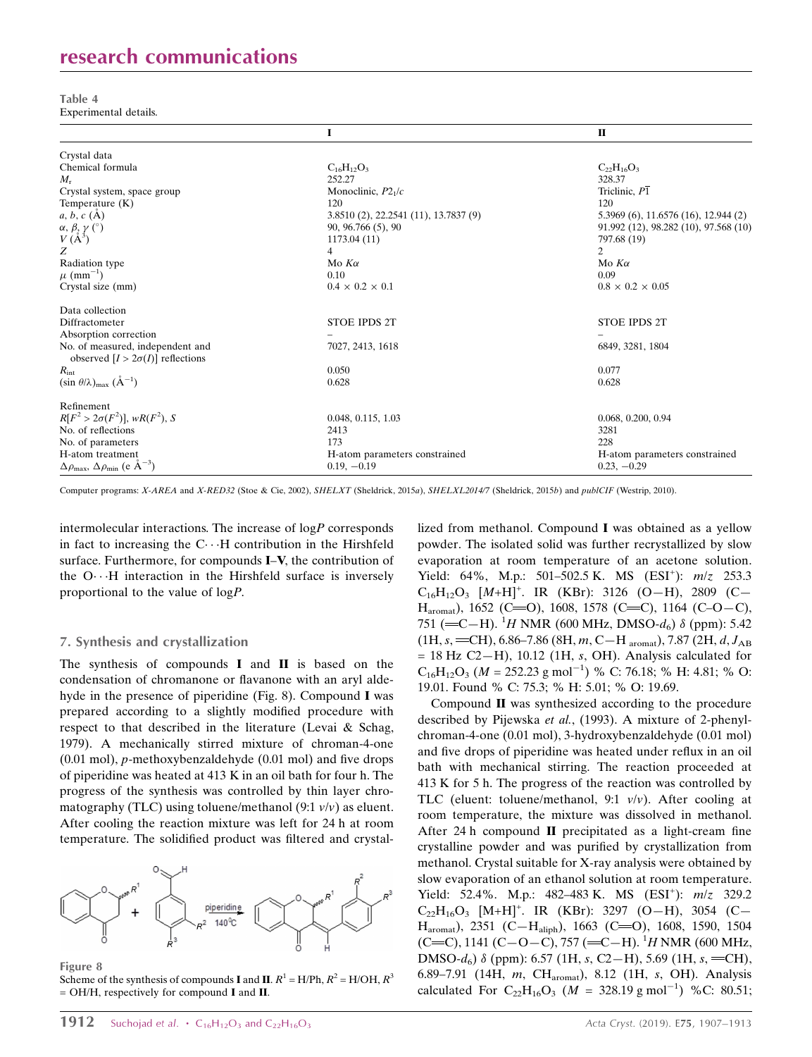**Table 4**
Experimental details.

| | I | II |
|---|---|---|
| Crystal data | | |
| Chemical formula | $C_{16}H_{12}O_3$ | $C_{22}H_{16}O_3$ |
| $M_r$ | 252.27 | 328.37 |
| Crystal system, space group | Monoclinic, $P2_1/c$ | Triclinic, $P\overline{1}$ |
| Temperature (K) | 120 | 120 |
| $a$, $b$, $c$ (Å) | 3.8510 (2), 22.2541 (11), 13.7837 (9) | 5.3969 (6), 11.6576 (16), 12.944 (2) |
| $\alpha$, $\beta$, $\gamma$ (°) | 90, 96.766 (5), 90 | 91.992 (12), 98.282 (10), 97.568 (10) |
| $V$ (Å$^3$) | 1173.04 (11) | 797.68 (19) |
| $Z$ | 4 | 2 |
| Radiation type | Mo $K\alpha$ | Mo $K\alpha$ |
| $\mu$ (mm$^{-1}$) | 0.10 | 0.09 |
| Crystal size (mm) | 0.4 × 0.2 × 0.1 | 0.8 × 0.2 × 0.05 |
| Data collection | | |
| Diffractometer | STOE IPDS 2T | STOE IPDS 2T |
| Absorption correction | – | – |
| No. of measured, independent and observed [$I > 2\sigma(I)$] reflections | 7027, 2413, 1618 | 6849, 3281, 1804 |
| $R_{int}$ | 0.050 | 0.077 |
| $(\sin \theta/\lambda)_{max}$ (Å$^{-1}$) | 0.628 | 0.628 |
| Refinement | | |
| $R[F^2 > 2\sigma(F^2)]$, $wR(F^2)$, $S$ | 0.048, 0.115, 1.03 | 0.068, 0.200, 0.94 |
| No. of reflections | 2413 | 3281 |
| No. of parameters | 173 | 228 |
| H-atom treatment | H-atom parameters constrained | H-atom parameters constrained |
| $\Delta\rho_{max}$, $\Delta\rho_{min}$ (e Å$^{-3}$) | 0.19, −0.19 | 0.23, −0.29 |

Computer programs: *X-AREA* and *X-RED32* (Stoe & Cie, 2002), *SHELXT* (Sheldrick, 2015*a*), *SHELXL2014/7* (Sheldrick, 2015*b*) and *publCIF* (Westrip, 2010).

intermolecular interactions. The increase of log*P* corresponds in fact to increasing the C⋯H contribution in the Hirshfeld surface. Furthermore, for compounds **I**–**V**, the contribution of the O⋯H interaction in the Hirshfeld surface is inversely proportional to the value of log*P*.

## 7. Synthesis and crystallization

The synthesis of compounds **I** and **II** is based on the condensation of chromanone or flavanone with an aryl aldehyde in the presence of piperidine (Fig. 8). Compound **I** was prepared according to a slightly modified procedure with respect to that described in the literature (Levai & Schag, 1979). A mechanically stirred mixture of chroman-4-one (0.01 mol), *p*-methoxybenzaldehyde (0.01 mol) and five drops of piperidine was heated at 413 K in an oil bath for four h. The progress of the synthesis was controlled by thin layer chromatography (TLC) using toluene/methanol (9:1 *v*/*v*) as eluent. After cooling the reaction mixture was left for 24 h at room temperature. The solidified product was filtered and crystallized from methanol. Compound **I** was obtained as a yellow powder. The isolated solid was further recrystallized by slow evaporation at room temperature of an acetone solution. Yield: 64%, M.p.: 501–502.5 K. MS (ESI$^+$): $m/z$ 253.3 $C_{16}H_{12}O_3$ $[M+H]^+$. IR (KBr): 3126 (O—H), 2809 (C—$H_{aromat}$), 1652 (C═O), 1608, 1578 (C═C), 1164 (C–O–C), 751 (═C—H). $^1H$ NMR (600 MHz, DMSO-$d_6$) $\delta$ (ppm): 5.42 (1H, *s*, ═CH), 6.86–7.86 (8H, *m*, C—H $_{aromat}$), 7.87 (2H, *d*, $J_{AB}$ = 18 Hz C2—H), 10.12 (1H, *s*, OH). Analysis calculated for $C_{16}H_{12}O_3$ ($M$ = 252.23 g mol$^{-1}$) % C: 76.18; % H: 4.81; % O: 19.01. Found % C: 75.3; % H: 5.01; % O: 19.69.

Figure 8
Scheme of the synthesis of compounds **I** and **II**. $R^1$ = H/Ph, $R^2$ = H/OH, $R^3$ = OH/H, respectively for compound **I** and **II**.

Compound **II** was synthesized according to the procedure described by Pijewska *et al.*, (1993). A mixture of 2-phenyl-chroman-4-one (0.01 mol), 3-hydroxybenzaldehyde (0.01 mol) and five drops of piperidine was heated under reflux in an oil bath with mechanical stirring. The reaction proceeded at 413 K for 5 h. The progress of the reaction was controlled by TLC (eluent: toluene/methanol, 9:1 *v*/*v*). After cooling at room temperature, the mixture was dissolved in methanol. After 24 h compound **II** precipitated as a light-cream fine crystalline powder and was purified by crystallization from methanol. Crystal suitable for X-ray analysis were obtained by slow evaporation of an ethanol solution at room temperature. Yield: 52.4%. M.p.: 482–483 K. MS (ESI$^+$): $m/z$ 329.2 $C_{22}H_{16}O_3$ [M+H]$^+$. IR (KBr): 3297 (O—H), 3054 (C—$H_{aromat}$), 2351 (C—$H_{aliph}$), 1663 (C═O), 1608, 1590, 1504 (C═C), 1141 (C—O—C), 757 (═C—H). $^1H$ NMR (600 MHz, DMSO-$d_6$) $\delta$ (ppm): 6.57 (1H, *s*, C2—H), 5.69 (1H, *s*, ═CH), 6.89–7.91 (14H, *m*, $CH_{aromat}$), 8.12 (1H, *s*, OH). Analysis calculated For $C_{22}H_{16}O_3$ ($M$ = 328.19 g mol$^{-1}$) %C: 80.51;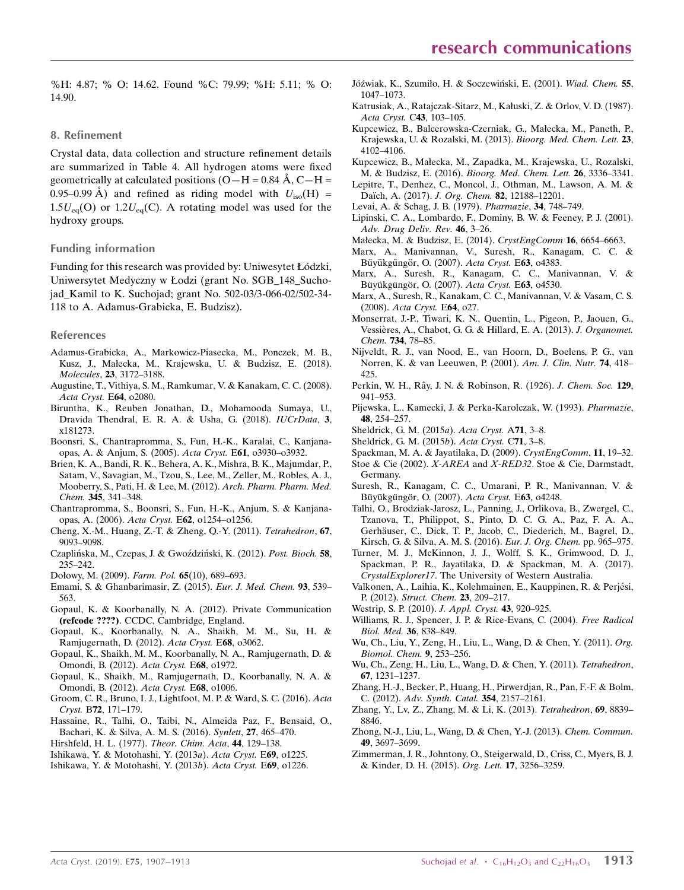%H: 4.87; % O: 14.62. Found %C: 79.99; %H: 5.11; % O: 14.90.

## 8. Refinement

Crystal data, data collection and structure refinement details are summarized in Table 4. All hydrogen atoms were fixed geometrically at calculated positions (O—H = 0.84 Å, C—H = 0.95–0.99 Å) and refined as riding model with $U_{iso}(H)$ = $1.5U_{eq}(O)$ or $1.2U_{eq}(C)$. A rotating model was used for the hydroxy groups.

## Funding information

Funding for this research was provided by: Uniwesytet Łódzki, Uniwersytet Medyczny w Łodzi (grant No. SGB_148_Suchojad_Kamil to K. Suchojad; grant No. 502-03/3-066-02/502-34-118 to A. Adamus-Grabicka, E. Budzisz).

## References

Adamus-Grabicka, A., Markowicz-Piasecka, M., Ponczek, M. B., Kusz, J., Małecka, M., Krajewska, U. & Budzisz, E. (2018). *Molecules*, **23**, 3172–3188.

Augustine, T., Vithiya, S. M., Ramkumar, V. & Kanakam, C. C. (2008). *Acta Cryst.* E**64**, o2080.

Biruntha, K., Reuben Jonathan, D., Mohamooda Sumaya, U., Dravida Thendral, E. R. A. & Usha, G. (2018). *IUCrData*, **3**, x181273.

Boonsri, S., Chantrapromma, S., Fun, H.-K., Karalai, C., Kanjana-opas, A. & Anjum, S. (2005). *Acta Cryst.* E**61**, o3930–o3932.

Brien, K. A., Bandi, R. K., Behera, A. K., Mishra, B. K., Majumdar, P., Satam, V., Savagian, M., Tzou, S., Lee, M., Zeller, M., Robles, A. J., Mooberry, S., Pati, H. & Lee, M. (2012). *Arch. Pharm. Pharm. Med. Chem.* **345**, 341–348.

Chantrapromma, S., Boonsri, S., Fun, H.-K., Anjum, S. & Kanjana-opas, A. (2006). *Acta Cryst.* E**62**, o1254–o1256.

Cheng, X.-M., Huang, Z.-T. & Zheng, Q.-Y. (2011). *Tetrahedron*, **67**, 9093–9098.

Czaplińska, M., Czepas, J. & Gwoździński, K. (2012). *Post. Bioch.* **58**, 235–242.

Dołowy, M. (2009). *Farm. Pol.* **65**(10), 689–693.

Emami, S. & Ghanbarimasir, Z. (2015). *Eur. J. Med. Chem.* **93**, 539–563.

Gopaul, K. & Koorbanally, N. A. (2012). Private Communication **(refcode ????)**. CCDC, Cambridge, England.

Gopaul, K., Koorbanally, N. A., Shaikh, M. M., Su, H. & Ramjugernath, D. (2012). *Acta Cryst.* E**68**, o3062.

Gopaul, K., Shaikh, M. M., Koorbanally, N. A., Ramjugernath, D. & Omondi, B. (2012). *Acta Cryst.* E**68**, o1972.

Gopaul, K., Shaikh, M., Ramjugernath, D., Koorbanally, N. A. & Omondi, B. (2012). *Acta Cryst.* E**68**, o1006.

Groom, C. R., Bruno, I. J., Lightfoot, M. P. & Ward, S. C. (2016). *Acta Cryst.* B**72**, 171–179.

Hassaine, R., Talhi, O., Taibi, N., Almeida Paz, F., Bensaid, O., Bachari, K. & Silva, A. M. S. (2016). *Synlett*, **27**, 465–470.

Hirshfeld, H. L. (1977). *Theor. Chim. Acta*, **44**, 129–138.

Ishikawa, Y. & Motohashi, Y. (2013*a*). *Acta Cryst.* E**69**, o1225.

Ishikawa, Y. & Motohashi, Y. (2013*b*). *Acta Cryst.* E**69**, o1226.

Jóźwiak, K., Szumiło, H. & Soczewiński, E. (2001). *Wiad. Chem.* **55**, 1047–1073.

Katrusiak, A., Ratajczak-Sitarz, M., Kałuski, Z. & Orlov, V. D. (1987). *Acta Cryst.* C**43**, 103–105.

Kupcewicz, B., Balcerowska-Czerniak, G., Małecka, M., Paneth, P., Krajewska, U. & Rozalski, M. (2013). *Bioorg. Med. Chem. Lett.* **23**, 4102–4106.

Kupcewicz, B., Małecka, M., Zapadka, M., Krajewska, U., Rozalski, M. & Budzisz, E. (2016). *Bioorg. Med. Chem. Lett.* **26**, 3336–3341.

Lepitre, T., Denhez, C., Moncol, J., Othman, M., Lawson, A. M. & Daïch, A. (2017). *J. Org. Chem.* **82**, 12188–12201.

Levai, A. & Schag, J. B. (1979). *Pharmazie*, **34**, 748–749.

Lipinski, C. A., Lombardo, F., Dominy, B. W. & Feeney, P. J. (2001). *Adv. Drug Deliv. Rev.* **46**, 3–26.

Małecka, M. & Budzisz, E. (2014). *CrystEngComm* **16**, 6654–6663.

Marx, A., Manivannan, V., Suresh, R., Kanagam, C. C. & Büyükgüngör, O. (2007). *Acta Cryst.* E**63**, o4383.

Marx, A., Suresh, R., Kanagam, C. C., Manivannan, V. & Büyükgüngör, O. (2007). *Acta Cryst.* E**63**, o4530.

Marx, A., Suresh, R., Kanakam, C. C., Manivannan, V. & Vasam, C. S. (2008). *Acta Cryst.* E**64**, o27.

Monserrat, J.-P., Tiwari, K. N., Quentin, L., Pigeon, P., Jaouen, G., Vessières, A., Chabot, G. G. & Hillard, E. A. (2013). *J. Organomet. Chem.* **734**, 78–85.

Nijveldt, R. J., van Nood, E., van Hoorn, D., Boelens, P. G., van Norren, K. & van Leeuwen, P. (2001). *Am. J. Clin. Nutr.* **74**, 418–425.

Perkin, W. H., Rây, J. N. & Robinson, R. (1926). *J. Chem. Soc.* **129**, 941–953.

Pijewska, L., Kamecki, J. & Perka-Karolczak, W. (1993). *Pharmazie*, **48**, 254–257.

Sheldrick, G. M. (2015*a*). *Acta Cryst.* A**71**, 3–8.

Sheldrick, G. M. (2015*b*). *Acta Cryst.* C**71**, 3–8.

Spackman, M. A. & Jayatilaka, D. (2009). *CrystEngComm*, **11**, 19–32.

Stoe & Cie (2002). *X-AREA* and *X-RED32*. Stoe & Cie, Darmstadt, Germany.

Suresh, R., Kanagam, C. C., Umarani, P. R., Manivannan, V. & Büyükgüngör, O. (2007). *Acta Cryst.* E**63**, o4248.

Talhi, O., Brodziak-Jarosz, L., Panning, J., Orlikova, B., Zwergel, C., Tzanova, T., Philippot, S., Pinto, D. C. G. A., Paz, F. A. A., Gerhäuser, C., Dick, T. P., Jacob, C., Diederich, M., Bagrel, D., Kirsch, G. & Silva, A. M. S. (2016). *Eur. J. Org. Chem.* pp. 965–975.

Turner, M. J., McKinnon, J. J., Wolff, S. K., Grimwood, D. J., Spackman, P. R., Jayatilaka, D. & Spackman, M. A. (2017). *CrystalExplorer17*. The University of Western Australia.

Valkonen, A., Laihia, K., Kolehmainen, E., Kauppinen, R. & Perjési, P. (2012). *Struct. Chem.* **23**, 209–217.

Westrip, S. P. (2010). *J. Appl. Cryst.* **43**, 920–925.

Williams, R. J., Spencer, J. P. & Rice-Evans, C. (2004). *Free Radical Biol. Med.* **36**, 838–849.

Wu, Ch., Liu, Y., Zeng, H., Liu, L., Wang, D. & Chen, Y. (2011). *Org. Biomol. Chem.* **9**, 253–256.

Wu, Ch., Zeng, H., Liu, L., Wang, D. & Chen, Y. (2011). *Tetrahedron*, **67**, 1231–1237.

Zhang, H.-J., Becker, P., Huang, H., Pirwerdjan, R., Pan, F.-F. & Bolm, C. (2012). *Adv. Synth. Catal.* **354**, 2157–2161.

Zhang, Y., Lv, Z., Zhang, M. & Li, K. (2013). *Tetrahedron*, **69**, 8839–8846.

Zhong, N.-J., Liu, L., Wang, D. & Chen, Y.-J. (2013). *Chem. Commun.* **49**, 3697–3699.

Zimmerman, J. R., Johntony, O., Steigerwald, D., Criss, C., Myers, B. J. & Kinder, D. H. (2015). *Org. Lett.* **17**, 3256–3259.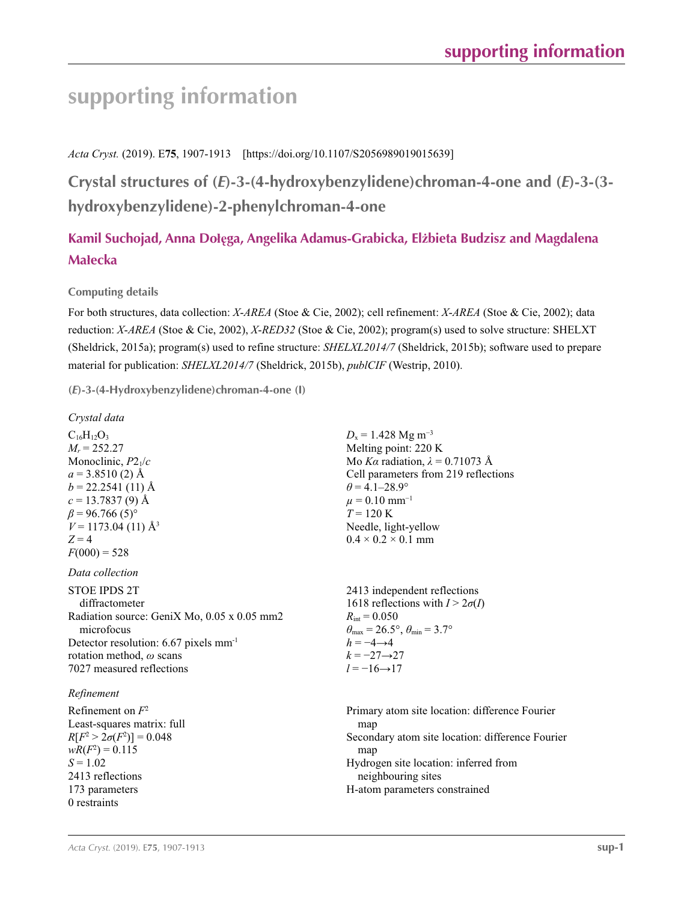# supporting information

*Acta Cryst.* (2019). E**75**, 1907-1913    [https://doi.org/10.1107/S2056989019015639]

## Crystal structures of (*E*)-3-(4-hydroxybenzylidene)chroman-4-one and (*E*)-3-(3-hydroxybenzylidene)-2-phenylchroman-4-one

**Kamil Suchojad, Anna Dołęga, Angelika Adamus-Grabicka, Elżbieta Budzisz and Magdalena Małecka**

### Computing details

For both structures, data collection: *X-AREA* (Stoe & Cie, 2002); cell refinement: *X-AREA* (Stoe & Cie, 2002); data reduction: *X-AREA* (Stoe & Cie, 2002), *X-RED32* (Stoe & Cie, 2002); program(s) used to solve structure: SHELXT (Sheldrick, 2015a); program(s) used to refine structure: *SHELXL2014/7* (Sheldrick, 2015b); software used to prepare material for publication: *SHELXL2014/7* (Sheldrick, 2015b), *publCIF* (Westrip, 2010).

### (*E*)-3-(4-Hydroxybenzylidene)chroman-4-one (I)

*Crystal data*

$C_{16}H_{12}O_3$
$M_r = 252.27$
Monoclinic, $P2_1/c$
$a = 3.8510$ (2) Å
$b = 22.2541$ (11) Å
$c = 13.7837$ (9) Å
$\beta = 96.766$ (5)°
$V = 1173.04$ (11) Å$^3$
$Z = 4$
$F(000) = 528$
$D_x = 1.428$ Mg m$^{-3}$
Melting point: 220 K
Mo $K\alpha$ radiation, $\lambda = 0.71073$ Å
Cell parameters from 219 reflections
$\theta = 4.1–28.9°$
$\mu = 0.10$ mm$^{-1}$
$T = 120$ K
Needle, light-yellow
0.4 × 0.2 × 0.1 mm

*Data collection*

STOE IPDS 2T diffractometer
Radiation source: GeniX Mo, 0.05 x 0.05 mm2 microfocus
Detector resolution: 6.67 pixels mm$^{-1}$
rotation method, $\omega$ scans
7027 measured reflections
2413 independent reflections
1618 reflections with $I > 2\sigma(I)$
$R_{int} = 0.050$
$\theta_{max} = 26.5°$, $\theta_{min} = 3.7°$
$h = -4 \rightarrow 4$
$k = -27 \rightarrow 27$
$l = -16 \rightarrow 17$

*Refinement*

Refinement on $F^2$
Least-squares matrix: full
$R[F^2 > 2\sigma(F^2)] = 0.048$
$wR(F^2) = 0.115$
$S = 1.02$
2413 reflections
173 parameters
0 restraints
Primary atom site location: difference Fourier map
Secondary atom site location: difference Fourier map
Hydrogen site location: inferred from neighbouring sites
H-atom parameters constrained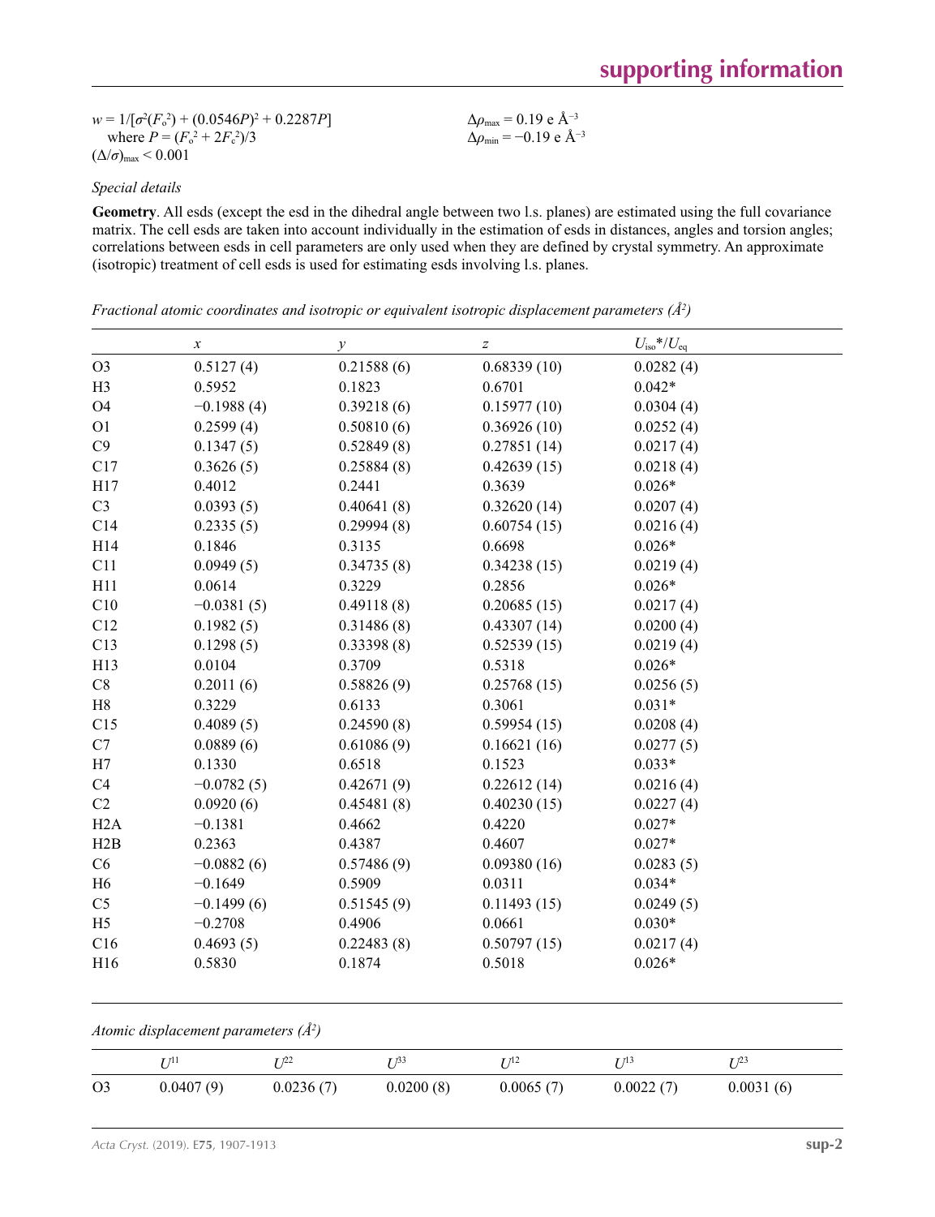$w = 1/[\sigma^2(F_o^2) + (0.0546P)^2 + 0.2287P]$
where $P = (F_o^2 + 2F_c^2)/3$
$(\Delta/\sigma)_{max} < 0.001$

$\Delta\rho_{max} = 0.19$ e Å$^{-3}$
$\Delta\rho_{min} = -0.19$ e Å$^{-3}$

*Special details*

**Geometry**. All esds (except the esd in the dihedral angle between two l.s. planes) are estimated using the full covariance matrix. The cell esds are taken into account individually in the estimation of esds in distances, angles and torsion angles; correlations between esds in cell parameters are only used when they are defined by crystal symmetry. An approximate (isotropic) treatment of cell esds is used for estimating esds involving l.s. planes.

*Fractional atomic coordinates and isotropic or equivalent isotropic displacement parameters (Å$^2$)*

| | $x$ | $y$ | $z$ | $U_{iso}$*/$U_{eq}$ |
|---|---|---|---|---|
| O3 | 0.5127 (4) | 0.21588 (6) | 0.68339 (10) | 0.0282 (4) |
| H3 | 0.5952 | 0.1823 | 0.6701 | 0.042* |
| O4 | −0.1988 (4) | 0.39218 (6) | 0.15977 (10) | 0.0304 (4) |
| O1 | 0.2599 (4) | 0.50810 (6) | 0.36926 (10) | 0.0252 (4) |
| C9 | 0.1347 (5) | 0.52849 (8) | 0.27851 (14) | 0.0217 (4) |
| C17 | 0.3626 (5) | 0.25884 (8) | 0.42639 (15) | 0.0218 (4) |
| H17 | 0.4012 | 0.2441 | 0.3639 | 0.026* |
| C3 | 0.0393 (5) | 0.40641 (8) | 0.32620 (14) | 0.0207 (4) |
| C14 | 0.2335 (5) | 0.29994 (8) | 0.60754 (15) | 0.0216 (4) |
| H14 | 0.1846 | 0.3135 | 0.6698 | 0.026* |
| C11 | 0.0949 (5) | 0.34735 (8) | 0.34238 (15) | 0.0219 (4) |
| H11 | 0.0614 | 0.3229 | 0.2856 | 0.026* |
| C10 | −0.0381 (5) | 0.49118 (8) | 0.20685 (15) | 0.0217 (4) |
| C12 | 0.1982 (5) | 0.31486 (8) | 0.43307 (14) | 0.0200 (4) |
| C13 | 0.1298 (5) | 0.33398 (8) | 0.52539 (15) | 0.0219 (4) |
| H13 | 0.0104 | 0.3709 | 0.5318 | 0.026* |
| C8 | 0.2011 (6) | 0.58826 (9) | 0.25768 (15) | 0.0256 (5) |
| H8 | 0.3229 | 0.6133 | 0.3061 | 0.031* |
| C15 | 0.4089 (5) | 0.24590 (8) | 0.59954 (15) | 0.0208 (4) |
| C7 | 0.0889 (6) | 0.61086 (9) | 0.16621 (16) | 0.0277 (5) |
| H7 | 0.1330 | 0.6518 | 0.1523 | 0.033* |
| C4 | −0.0782 (5) | 0.42671 (9) | 0.22612 (14) | 0.0216 (4) |
| C2 | 0.0920 (6) | 0.45481 (8) | 0.40230 (15) | 0.0227 (4) |
| H2A | −0.1381 | 0.4662 | 0.4220 | 0.027* |
| H2B | 0.2363 | 0.4387 | 0.4607 | 0.027* |
| C6 | −0.0882 (6) | 0.57486 (9) | 0.09380 (16) | 0.0283 (5) |
| H6 | −0.1649 | 0.5909 | 0.0311 | 0.034* |
| C5 | −0.1499 (6) | 0.51545 (9) | 0.11493 (15) | 0.0249 (5) |
| H5 | −0.2708 | 0.4906 | 0.0661 | 0.030* |
| C16 | 0.4693 (5) | 0.22483 (8) | 0.50797 (15) | 0.0217 (4) |
| H16 | 0.5830 | 0.1874 | 0.5018 | 0.026* |

*Atomic displacement parameters (Å$^2$)*

| | $U^{11}$ | $U^{22}$ | $U^{33}$ | $U^{12}$ | $U^{13}$ | $U^{23}$ |
|---|---|---|---|---|---|---|
| O3 | 0.0407 (9) | 0.0236 (7) | 0.0200 (8) | 0.0065 (7) | 0.0022 (7) | 0.0031 (6) |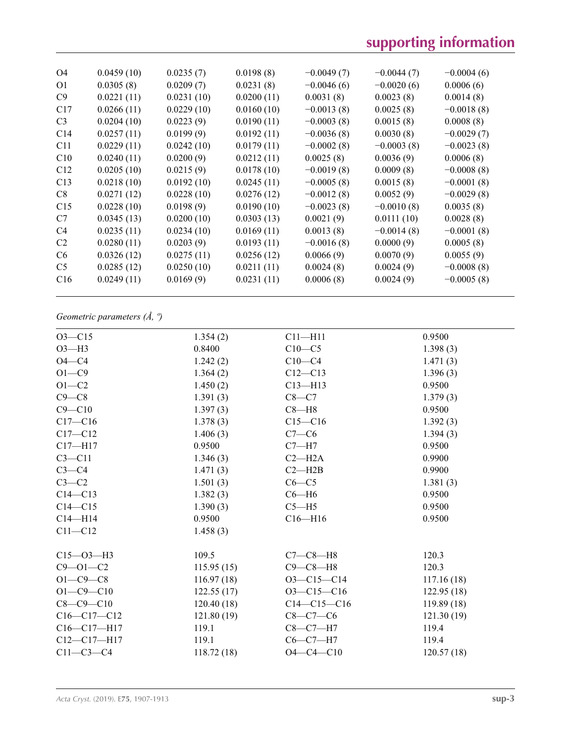| | | | | | |
|---|---|---|---|---|---|
| O4 | 0.0459 (10) | 0.0235 (7) | 0.0198 (8) | −0.0049 (7) | −0.0044 (7) | −0.0004 (6) |
| O1 | 0.0305 (8) | 0.0209 (7) | 0.0231 (8) | −0.0046 (6) | −0.0020 (6) | 0.0006 (6) |
| C9 | 0.0221 (11) | 0.0231 (10) | 0.0200 (11) | 0.0031 (8) | 0.0023 (8) | 0.0014 (8) |
| C17 | 0.0266 (11) | 0.0229 (10) | 0.0160 (10) | −0.0013 (8) | 0.0025 (8) | −0.0018 (8) |
| C3 | 0.0204 (10) | 0.0223 (9) | 0.0190 (11) | −0.0003 (8) | 0.0015 (8) | 0.0008 (8) |
| C14 | 0.0257 (11) | 0.0199 (9) | 0.0192 (11) | −0.0036 (8) | 0.0030 (8) | −0.0029 (7) |
| C11 | 0.0229 (11) | 0.0242 (10) | 0.0179 (11) | −0.0002 (8) | −0.0003 (8) | −0.0023 (8) |
| C10 | 0.0240 (11) | 0.0200 (9) | 0.0212 (11) | 0.0025 (8) | 0.0036 (9) | 0.0006 (8) |
| C12 | 0.0205 (10) | 0.0215 (9) | 0.0178 (10) | −0.0019 (8) | 0.0009 (8) | −0.0008 (8) |
| C13 | 0.0218 (10) | 0.0192 (10) | 0.0245 (11) | −0.0005 (8) | 0.0015 (8) | −0.0001 (8) |
| C8 | 0.0271 (12) | 0.0228 (10) | 0.0276 (12) | −0.0012 (8) | 0.0052 (9) | −0.0029 (8) |
| C15 | 0.0228 (10) | 0.0198 (9) | 0.0190 (10) | −0.0023 (8) | −0.0010 (8) | 0.0035 (8) |
| C7 | 0.0345 (13) | 0.0200 (10) | 0.0303 (13) | 0.0021 (9) | 0.0111 (10) | 0.0028 (8) |
| C4 | 0.0235 (11) | 0.0234 (10) | 0.0169 (11) | 0.0013 (8) | −0.0014 (8) | −0.0001 (8) |
| C2 | 0.0280 (11) | 0.0203 (9) | 0.0193 (11) | −0.0016 (8) | 0.0000 (9) | 0.0005 (8) |
| C6 | 0.0326 (12) | 0.0275 (11) | 0.0256 (12) | 0.0066 (9) | 0.0070 (9) | 0.0055 (9) |
| C5 | 0.0285 (12) | 0.0250 (10) | 0.0211 (11) | 0.0024 (8) | 0.0024 (9) | −0.0008 (8) |
| C16 | 0.0249 (11) | 0.0169 (9) | 0.0231 (11) | 0.0006 (8) | 0.0024 (9) | −0.0005 (8) |

*Geometric parameters (Å, º)*

| | | | |
|---|---|---|---|
| O3—C15 | 1.354 (2) | C11—H11 | 0.9500 |
| O3—H3 | 0.8400 | C10—C5 | 1.398 (3) |
| O4—C4 | 1.242 (2) | C10—C4 | 1.471 (3) |
| O1—C9 | 1.364 (2) | C12—C13 | 1.396 (3) |
| O1—C2 | 1.450 (2) | C13—H13 | 0.9500 |
| C9—C8 | 1.391 (3) | C8—C7 | 1.379 (3) |
| C9—C10 | 1.397 (3) | C8—H8 | 0.9500 |
| C17—C16 | 1.378 (3) | C15—C16 | 1.392 (3) |
| C17—C12 | 1.406 (3) | C7—C6 | 1.394 (3) |
| C17—H17 | 0.9500 | C7—H7 | 0.9500 |
| C3—C11 | 1.346 (3) | C2—H2A | 0.9900 |
| C3—C4 | 1.471 (3) | C2—H2B | 0.9900 |
| C3—C2 | 1.501 (3) | C6—C5 | 1.381 (3) |
| C14—C13 | 1.382 (3) | C6—H6 | 0.9500 |
| C14—C15 | 1.390 (3) | C5—H5 | 0.9500 |
| C14—H14 | 0.9500 | C16—H16 | 0.9500 |
| C11—C12 | 1.458 (3) | | |
| | | | |
| C15—O3—H3 | 109.5 | C7—C8—H8 | 120.3 |
| C9—O1—C2 | 115.95 (15) | C9—C8—H8 | 120.3 |
| O1—C9—C8 | 116.97 (18) | O3—C15—C14 | 117.16 (18) |
| O1—C9—C10 | 122.55 (17) | O3—C15—C16 | 122.95 (18) |
| C8—C9—C10 | 120.40 (18) | C14—C15—C16 | 119.89 (18) |
| C16—C17—C12 | 121.80 (19) | C8—C7—C6 | 121.30 (19) |
| C16—C17—H17 | 119.1 | C8—C7—H7 | 119.4 |
| C12—C17—H17 | 119.1 | C6—C7—H7 | 119.4 |
| C11—C3—C4 | 118.72 (18) | O4—C4—C10 | 120.57 (18) |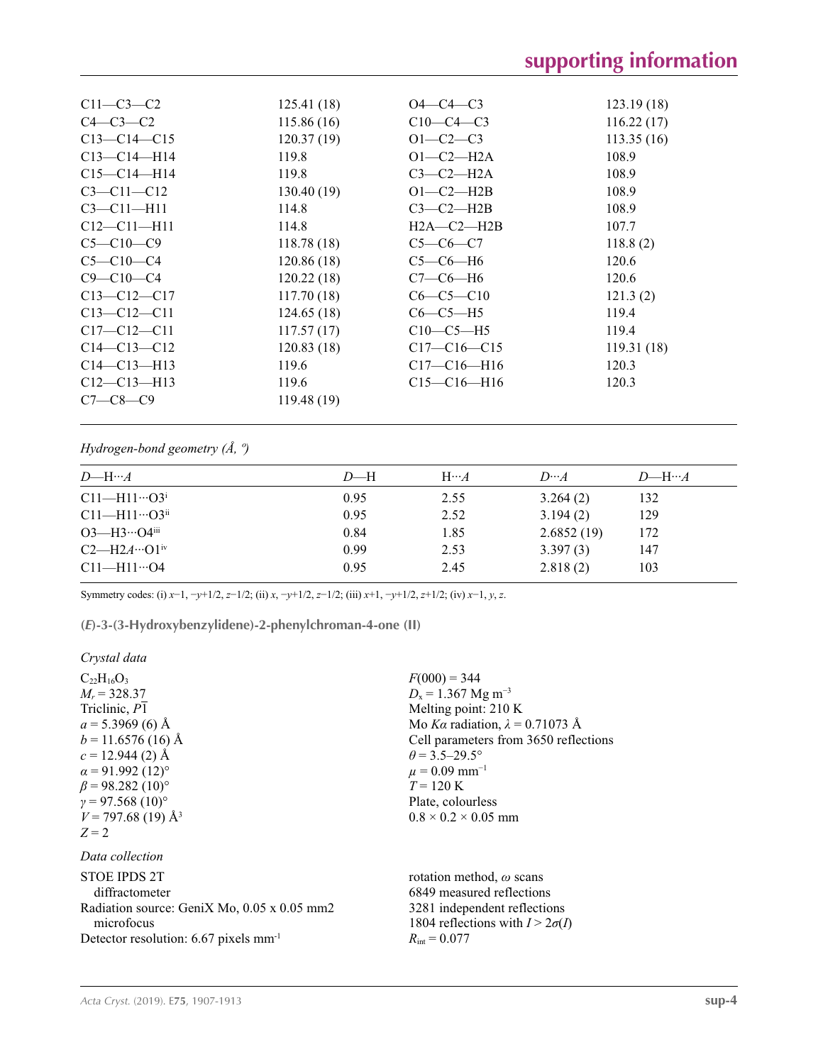| | | | |
|---|---|---|---|
| C11—C3—C2 | 125.41 (18) | O4—C4—C3 | 123.19 (18) |
| C4—C3—C2 | 115.86 (16) | C10—C4—C3 | 116.22 (17) |
| C13—C14—C15 | 120.37 (19) | O1—C2—C3 | 113.35 (16) |
| C13—C14—H14 | 119.8 | O1—C2—H2A | 108.9 |
| C15—C14—H14 | 119.8 | C3—C2—H2A | 108.9 |
| C3—C11—C12 | 130.40 (19) | O1—C2—H2B | 108.9 |
| C3—C11—H11 | 114.8 | C3—C2—H2B | 108.9 |
| C12—C11—H11 | 114.8 | H2A—C2—H2B | 107.7 |
| C5—C10—C9 | 118.78 (18) | C5—C6—C7 | 118.8 (2) |
| C5—C10—C4 | 120.86 (18) | C5—C6—H6 | 120.6 |
| C9—C10—C4 | 120.22 (18) | C7—C6—H6 | 120.6 |
| C13—C12—C17 | 117.70 (18) | C6—C5—C10 | 121.3 (2) |
| C13—C12—C11 | 124.65 (18) | C6—C5—H5 | 119.4 |
| C17—C12—C11 | 117.57 (17) | C10—C5—H5 | 119.4 |
| C14—C13—C12 | 120.83 (18) | C17—C16—C15 | 119.31 (18) |
| C14—C13—H13 | 119.6 | C17—C16—H16 | 120.3 |
| C12—C13—H13 | 119.6 | C15—C16—H16 | 120.3 |
| C7—C8—C9 | 119.48 (19) | | |

*Hydrogen-bond geometry (Å, º)*

| *D*—H···*A* | *D*—H | H···*A* | *D*···*A* | *D*—H···*A* |
|---|---|---|---|---|
| C11—H11···O3[i] | 0.95 | 2.55 | 3.264 (2) | 132 |
| C11—H11···O3[ii] | 0.95 | 2.52 | 3.194 (2) | 129 |
| O3—H3···O4[iii] | 0.84 | 1.85 | 2.6852 (19) | 172 |
| C2—H2*A*···O1[iv] | 0.99 | 2.53 | 3.397 (3) | 147 |
| C11—H11···O4 | 0.95 | 2.45 | 2.818 (2) | 103 |

Symmetry codes: (i) $x-1, -y+1/2, z-1/2$; (ii) $x, -y+1/2, z-1/2$; (iii) $x+1, -y+1/2, z+1/2$; (iv) $x-1, y, z$.

## (*E*)-3-(3-Hydroxybenzylidene)-2-phenylchroman-4-one (II)

*Crystal data*

$C_{22}H_{16}O_3$
$M_r = 328.37$
Triclinic, $P\overline{1}$
$a = 5.3969$ (6) Å
$b = 11.6576$ (16) Å
$c = 12.944$ (2) Å
$\alpha = 91.992$ (12)°
$\beta = 98.282$ (10)°
$\gamma = 97.568$ (10)°
$V = 797.68$ (19) Å$^3$
$Z = 2$

$F(000) = 344$
$D_x = 1.367$ Mg m$^{-3}$
Melting point: 210 K
Mo $K\alpha$ radiation, $\lambda = 0.71073$ Å
Cell parameters from 3650 reflections
$\theta = 3.5$–29.5°
$\mu = 0.09$ mm$^{-1}$
$T = 120$ K
Plate, colourless
0.8 × 0.2 × 0.05 mm

*Data collection*

STOE IPDS 2T diffractometer
Radiation source: GeniX Mo, 0.05 x 0.05 mm2 microfocus
Detector resolution: 6.67 pixels mm$^{-1}$

rotation method, $\omega$ scans
6849 measured reflections
3281 independent reflections
1804 reflections with $I > 2\sigma(I)$
$R_{int} = 0.077$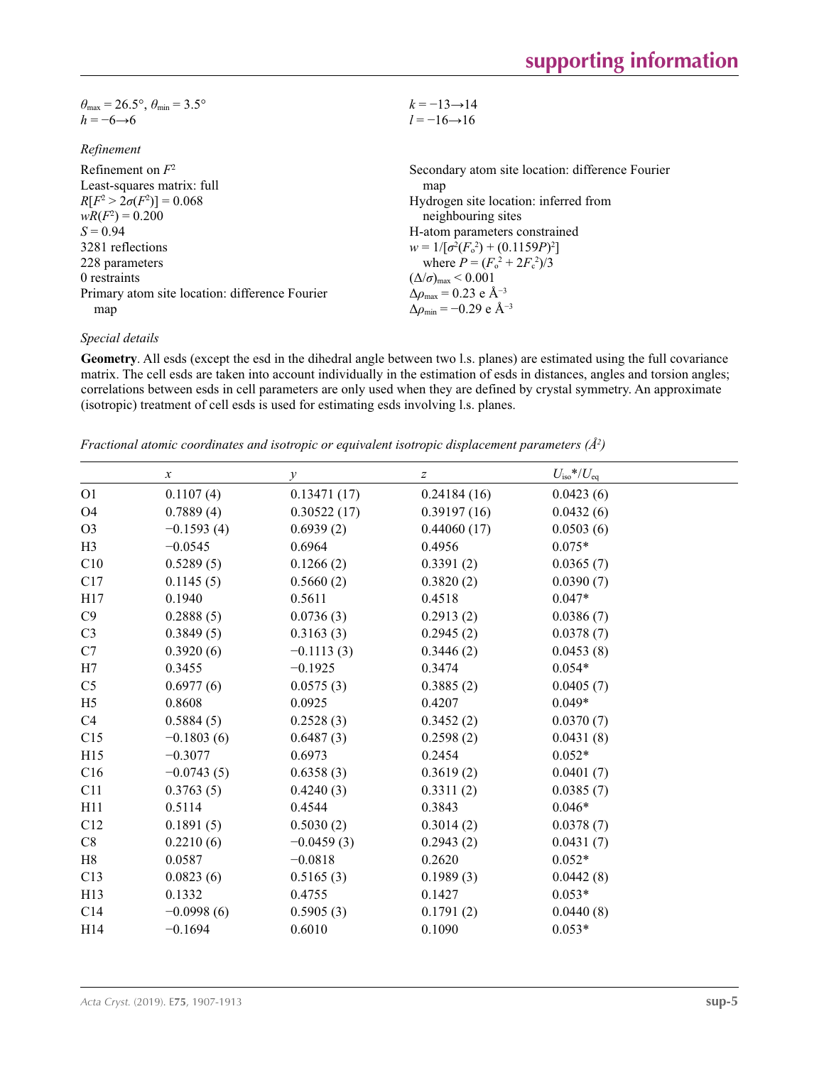$\theta_{max} = 26.5°$, $\theta_{min} = 3.5°$
$h = -6 \rightarrow 6$
$k = -13 \rightarrow 14$
$l = -16 \rightarrow 16$

*Refinement*

Refinement on $F^2$
Least-squares matrix: full
$R[F^2 > 2\sigma(F^2)] = 0.068$
$wR(F^2) = 0.200$
$S = 0.94$
3281 reflections
228 parameters
0 restraints
Primary atom site location: difference Fourier map
Secondary atom site location: difference Fourier map
Hydrogen site location: inferred from neighbouring sites
H-atom parameters constrained
$w = 1/[\sigma^2(F_o^2) + (0.1159P)^2]$
where $P = (F_o^2 + 2F_c^2)/3$
$(\Delta/\sigma)_{max} < 0.001$
$\Delta\rho_{max} = 0.23$ e Å$^{-3}$
$\Delta\rho_{min} = -0.29$ e Å$^{-3}$

*Special details*

**Geometry**. All esds (except the esd in the dihedral angle between two l.s. planes) are estimated using the full covariance matrix. The cell esds are taken into account individually in the estimation of esds in distances, angles and torsion angles; correlations between esds in cell parameters are only used when they are defined by crystal symmetry. An approximate (isotropic) treatment of cell esds is used for estimating esds involving l.s. planes.

*Fractional atomic coordinates and isotropic or equivalent isotropic displacement parameters (Å²)*

| | $x$ | $y$ | $z$ | $U_{iso}$*/$U_{eq}$ |
|---|---|---|---|---|
| O1 | 0.1107 (4) | 0.13471 (17) | 0.24184 (16) | 0.0423 (6) |
| O4 | 0.7889 (4) | 0.30522 (17) | 0.39197 (16) | 0.0432 (6) |
| O3 | −0.1593 (4) | 0.6939 (2) | 0.44060 (17) | 0.0503 (6) |
| H3 | −0.0545 | 0.6964 | 0.4956 | 0.075* |
| C10 | 0.5289 (5) | 0.1266 (2) | 0.3391 (2) | 0.0365 (7) |
| C17 | 0.1145 (5) | 0.5660 (2) | 0.3820 (2) | 0.0390 (7) |
| H17 | 0.1940 | 0.5611 | 0.4518 | 0.047* |
| C9 | 0.2888 (5) | 0.0736 (3) | 0.2913 (2) | 0.0386 (7) |
| C3 | 0.3849 (5) | 0.3163 (3) | 0.2945 (2) | 0.0378 (7) |
| C7 | 0.3920 (6) | −0.1113 (3) | 0.3446 (2) | 0.0453 (8) |
| H7 | 0.3455 | −0.1925 | 0.3474 | 0.054* |
| C5 | 0.6977 (6) | 0.0575 (3) | 0.3885 (2) | 0.0405 (7) |
| H5 | 0.8608 | 0.0925 | 0.4207 | 0.049* |
| C4 | 0.5884 (5) | 0.2528 (3) | 0.3452 (2) | 0.0370 (7) |
| C15 | −0.1803 (6) | 0.6487 (3) | 0.2598 (2) | 0.0431 (8) |
| H15 | −0.3077 | 0.6973 | 0.2454 | 0.052* |
| C16 | −0.0743 (5) | 0.6358 (3) | 0.3619 (2) | 0.0401 (7) |
| C11 | 0.3763 (5) | 0.4240 (3) | 0.3311 (2) | 0.0385 (7) |
| H11 | 0.5114 | 0.4544 | 0.3843 | 0.046* |
| C12 | 0.1891 (5) | 0.5030 (2) | 0.3014 (2) | 0.0378 (7) |
| C8 | 0.2210 (6) | −0.0459 (3) | 0.2943 (2) | 0.0431 (7) |
| H8 | 0.0587 | −0.0818 | 0.2620 | 0.052* |
| C13 | 0.0823 (6) | 0.5165 (3) | 0.1989 (3) | 0.0442 (8) |
| H13 | 0.1332 | 0.4755 | 0.1427 | 0.053* |
| C14 | −0.0998 (6) | 0.5905 (3) | 0.1791 (2) | 0.0440 (8) |
| H14 | −0.1694 | 0.6010 | 0.1090 | 0.053* |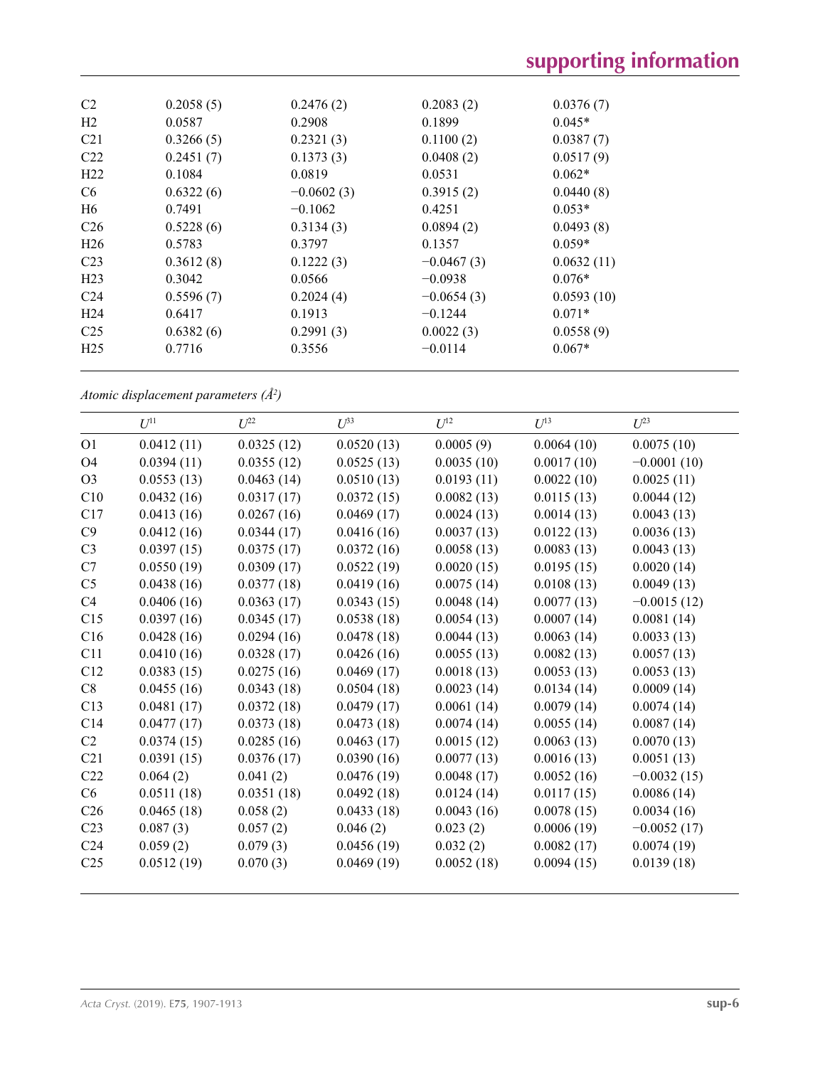| C2 | 0.2058 (5) | 0.2476 (2) | 0.2083 (2) | 0.0376 (7) |
|---|---|---|---|---|
| H2 | 0.0587 | 0.2908 | 0.1899 | 0.045* |
| C21 | 0.3266 (5) | 0.2321 (3) | 0.1100 (2) | 0.0387 (7) |
| C22 | 0.2451 (7) | 0.1373 (3) | 0.0408 (2) | 0.0517 (9) |
| H22 | 0.1084 | 0.0819 | 0.0531 | 0.062* |
| C6 | 0.6322 (6) | −0.0602 (3) | 0.3915 (2) | 0.0440 (8) |
| H6 | 0.7491 | −0.1062 | 0.4251 | 0.053* |
| C26 | 0.5228 (6) | 0.3134 (3) | 0.0894 (2) | 0.0493 (8) |
| H26 | 0.5783 | 0.3797 | 0.1357 | 0.059* |
| C23 | 0.3612 (8) | 0.1222 (3) | −0.0467 (3) | 0.0632 (11) |
| H23 | 0.3042 | 0.0566 | −0.0938 | 0.076* |
| C24 | 0.5596 (7) | 0.2024 (4) | −0.0654 (3) | 0.0593 (10) |
| H24 | 0.6417 | 0.1913 | −0.1244 | 0.071* |
| C25 | 0.6382 (6) | 0.2991 (3) | 0.0022 (3) | 0.0558 (9) |
| H25 | 0.7716 | 0.3556 | −0.0114 | 0.067* |

*Atomic displacement parameters (Å$^2$)*

| | $U^{11}$ | $U^{22}$ | $U^{33}$ | $U^{12}$ | $U^{13}$ | $U^{23}$ |
|---|---|---|---|---|---|---|
| O1 | 0.0412 (11) | 0.0325 (12) | 0.0520 (13) | 0.0005 (9) | 0.0064 (10) | 0.0075 (10) |
| O4 | 0.0394 (11) | 0.0355 (12) | 0.0525 (13) | 0.0035 (10) | 0.0017 (10) | −0.0001 (10) |
| O3 | 0.0553 (13) | 0.0463 (14) | 0.0510 (13) | 0.0193 (11) | 0.0022 (10) | 0.0025 (11) |
| C10 | 0.0432 (16) | 0.0317 (17) | 0.0372 (15) | 0.0082 (13) | 0.0115 (13) | 0.0044 (12) |
| C17 | 0.0413 (16) | 0.0267 (16) | 0.0469 (17) | 0.0024 (13) | 0.0014 (13) | 0.0043 (13) |
| C9 | 0.0412 (16) | 0.0344 (17) | 0.0416 (16) | 0.0037 (13) | 0.0122 (13) | 0.0036 (13) |
| C3 | 0.0397 (15) | 0.0375 (17) | 0.0372 (16) | 0.0058 (13) | 0.0083 (13) | 0.0043 (13) |
| C7 | 0.0550 (19) | 0.0309 (17) | 0.0522 (19) | 0.0020 (15) | 0.0195 (15) | 0.0020 (14) |
| C5 | 0.0438 (16) | 0.0377 (18) | 0.0419 (16) | 0.0075 (14) | 0.0108 (13) | 0.0049 (13) |
| C4 | 0.0406 (16) | 0.0363 (17) | 0.0343 (15) | 0.0048 (14) | 0.0077 (13) | −0.0015 (12) |
| C15 | 0.0397 (16) | 0.0345 (17) | 0.0538 (18) | 0.0054 (13) | 0.0007 (14) | 0.0081 (14) |
| C16 | 0.0428 (16) | 0.0294 (16) | 0.0478 (18) | 0.0044 (13) | 0.0063 (14) | 0.0033 (13) |
| C11 | 0.0410 (16) | 0.0328 (17) | 0.0426 (16) | 0.0055 (13) | 0.0082 (13) | 0.0057 (13) |
| C12 | 0.0383 (15) | 0.0275 (16) | 0.0469 (17) | 0.0018 (13) | 0.0053 (13) | 0.0053 (13) |
| C8 | 0.0455 (16) | 0.0343 (18) | 0.0504 (18) | 0.0023 (14) | 0.0134 (14) | 0.0009 (14) |
| C13 | 0.0481 (17) | 0.0372 (18) | 0.0479 (17) | 0.0061 (14) | 0.0079 (14) | 0.0074 (14) |
| C14 | 0.0477 (17) | 0.0373 (18) | 0.0473 (18) | 0.0074 (14) | 0.0055 (14) | 0.0087 (14) |
| C2 | 0.0374 (15) | 0.0285 (16) | 0.0463 (17) | 0.0015 (12) | 0.0063 (13) | 0.0070 (13) |
| C21 | 0.0391 (15) | 0.0376 (17) | 0.0390 (16) | 0.0077 (13) | 0.0016 (13) | 0.0051 (13) |
| C22 | 0.064 (2) | 0.041 (2) | 0.0476 (19) | 0.0048 (17) | 0.0052 (16) | −0.0032 (15) |
| C6 | 0.0511 (18) | 0.0351 (18) | 0.0492 (18) | 0.0124 (14) | 0.0117 (15) | 0.0086 (14) |
| C26 | 0.0465 (18) | 0.058 (2) | 0.0433 (18) | 0.0043 (16) | 0.0078 (15) | 0.0034 (16) |
| C23 | 0.087 (3) | 0.057 (2) | 0.046 (2) | 0.023 (2) | 0.0006 (19) | −0.0052 (17) |
| C24 | 0.059 (2) | 0.079 (3) | 0.0456 (19) | 0.032 (2) | 0.0082 (17) | 0.0074 (19) |
| C25 | 0.0512 (19) | 0.070 (3) | 0.0469 (19) | 0.0052 (18) | 0.0094 (15) | 0.0139 (18) |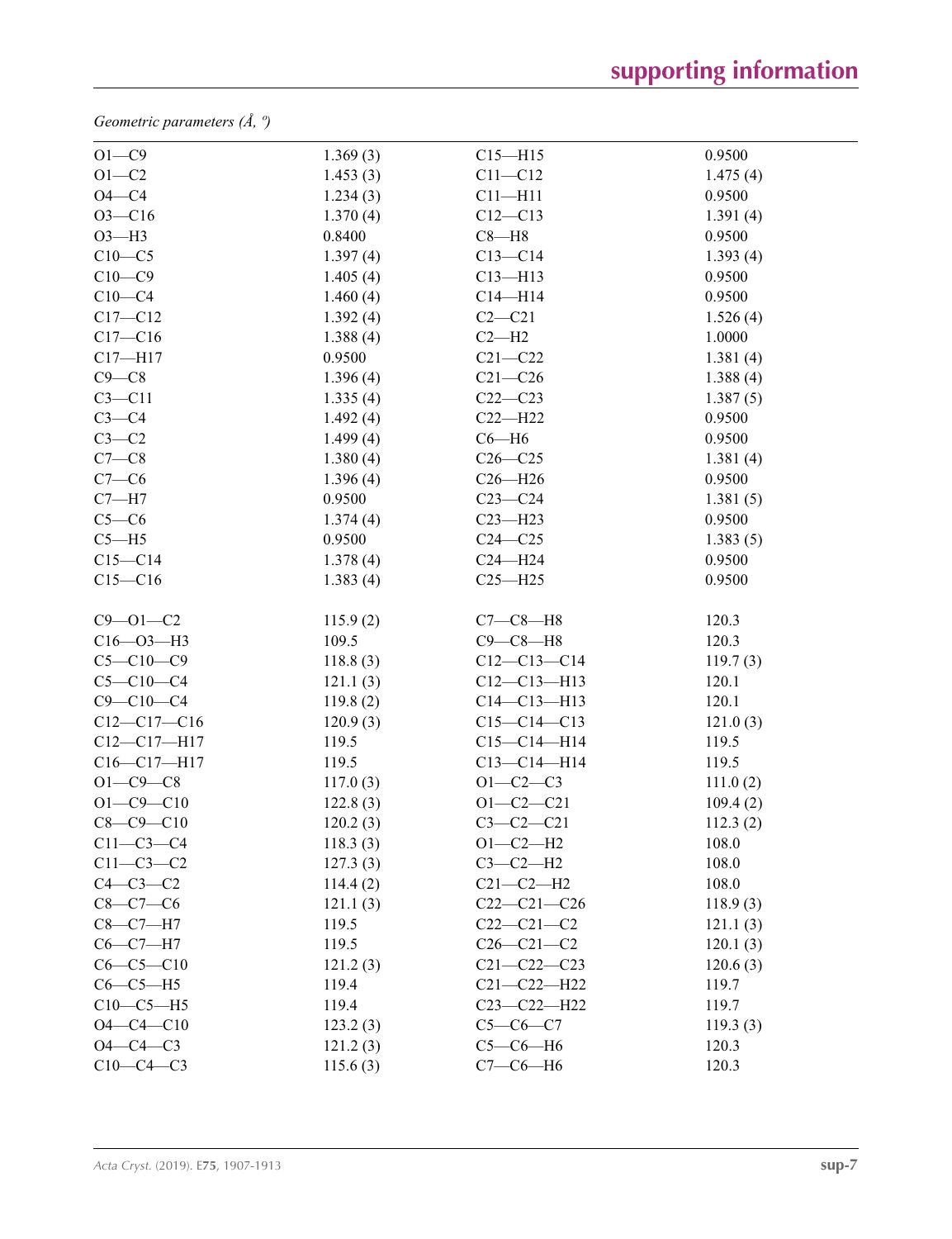*Geometric parameters (Å, º)*

| | | | |
|---|---|---|---|
| O1—C9 | 1.369 (3) | C15—H15 | 0.9500 |
| O1—C2 | 1.453 (3) | C11—C12 | 1.475 (4) |
| O4—C4 | 1.234 (3) | C11—H11 | 0.9500 |
| O3—C16 | 1.370 (4) | C12—C13 | 1.391 (4) |
| O3—H3 | 0.8400 | C8—H8 | 0.9500 |
| C10—C5 | 1.397 (4) | C13—C14 | 1.393 (4) |
| C10—C9 | 1.405 (4) | C13—H13 | 0.9500 |
| C10—C4 | 1.460 (4) | C14—H14 | 0.9500 |
| C17—C12 | 1.392 (4) | C2—C21 | 1.526 (4) |
| C17—C16 | 1.388 (4) | C2—H2 | 1.0000 |
| C17—H17 | 0.9500 | C21—C22 | 1.381 (4) |
| C9—C8 | 1.396 (4) | C21—C26 | 1.388 (4) |
| C3—C11 | 1.335 (4) | C22—C23 | 1.387 (5) |
| C3—C4 | 1.492 (4) | C22—H22 | 0.9500 |
| C3—C2 | 1.499 (4) | C6—H6 | 0.9500 |
| C7—C8 | 1.380 (4) | C26—C25 | 1.381 (4) |
| C7—C6 | 1.396 (4) | C26—H26 | 0.9500 |
| C7—H7 | 0.9500 | C23—C24 | 1.381 (5) |
| C5—C6 | 1.374 (4) | C23—H23 | 0.9500 |
| C5—H5 | 0.9500 | C24—C25 | 1.383 (5) |
| C15—C14 | 1.378 (4) | C24—H24 | 0.9500 |
| C15—C16 | 1.383 (4) | C25—H25 | 0.9500 |
| | | | |
| C9—O1—C2 | 115.9 (2) | C7—C8—H8 | 120.3 |
| C16—O3—H3 | 109.5 | C9—C8—H8 | 120.3 |
| C5—C10—C9 | 118.8 (3) | C12—C13—C14 | 119.7 (3) |
| C5—C10—C4 | 121.1 (3) | C12—C13—H13 | 120.1 |
| C9—C10—C4 | 119.8 (2) | C14—C13—H13 | 120.1 |
| C12—C17—C16 | 120.9 (3) | C15—C14—C13 | 121.0 (3) |
| C12—C17—H17 | 119.5 | C15—C14—H14 | 119.5 |
| C16—C17—H17 | 119.5 | C13—C14—H14 | 119.5 |
| O1—C9—C8 | 117.0 (3) | O1—C2—C3 | 111.0 (2) |
| O1—C9—C10 | 122.8 (3) | O1—C2—C21 | 109.4 (2) |
| C8—C9—C10 | 120.2 (3) | C3—C2—C21 | 112.3 (2) |
| C11—C3—C4 | 118.3 (3) | O1—C2—H2 | 108.0 |
| C11—C3—C2 | 127.3 (3) | C3—C2—H2 | 108.0 |
| C4—C3—C2 | 114.4 (2) | C21—C2—H2 | 108.0 |
| C8—C7—C6 | 121.1 (3) | C22—C21—C26 | 118.9 (3) |
| C8—C7—H7 | 119.5 | C22—C21—C2 | 121.1 (3) |
| C6—C7—H7 | 119.5 | C26—C21—C2 | 120.1 (3) |
| C6—C5—C10 | 121.2 (3) | C21—C22—C23 | 120.6 (3) |
| C6—C5—H5 | 119.4 | C21—C22—H22 | 119.7 |
| C10—C5—H5 | 119.4 | C23—C22—H22 | 119.7 |
| O4—C4—C10 | 123.2 (3) | C5—C6—C7 | 119.3 (3) |
| O4—C4—C3 | 121.2 (3) | C5—C6—H6 | 120.3 |
| C10—C4—C3 | 115.6 (3) | C7—C6—H6 | 120.3 |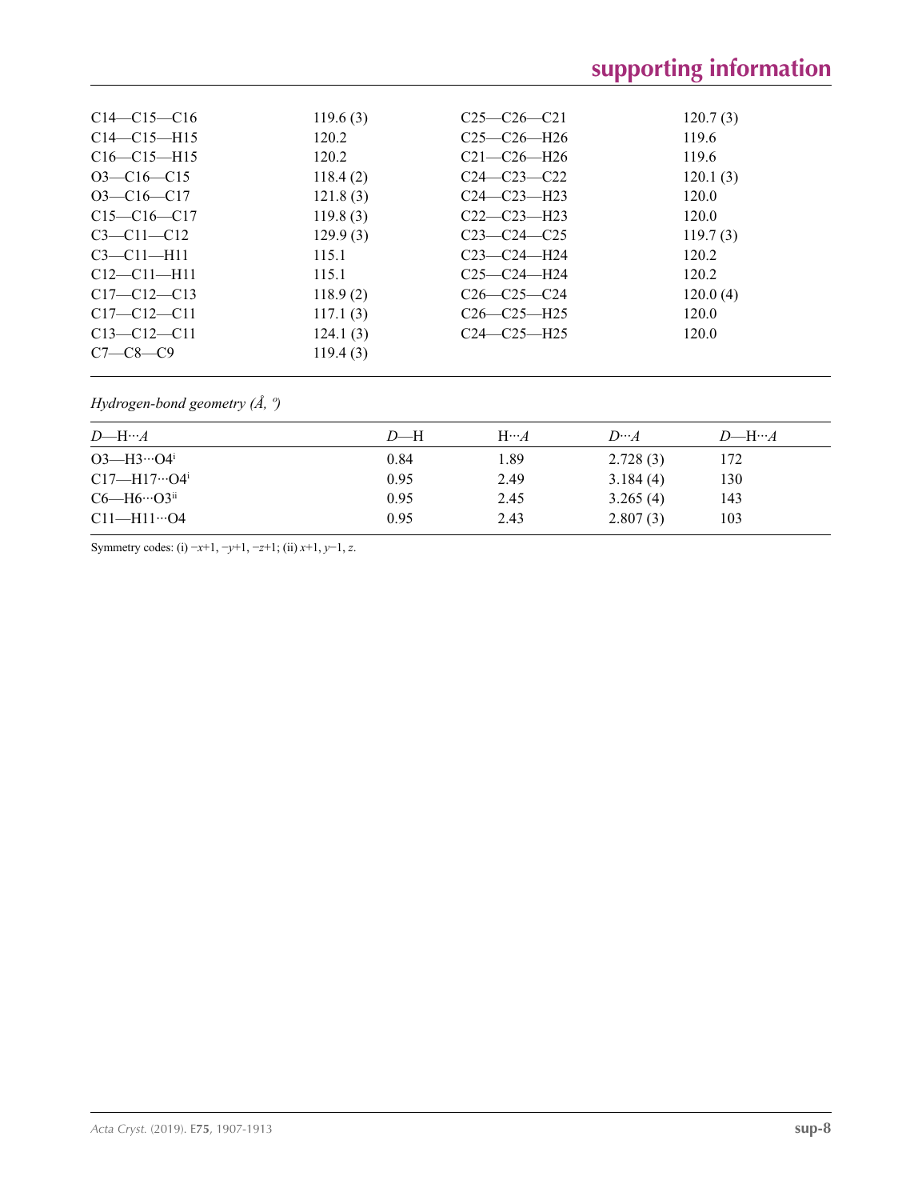| | | | |
|---|---|---|---|
| C14—C15—C16 | 119.6 (3) | C25—C26—C21 | 120.7 (3) |
| C14—C15—H15 | 120.2 | C25—C26—H26 | 119.6 |
| C16—C15—H15 | 120.2 | C21—C26—H26 | 119.6 |
| O3—C16—C15 | 118.4 (2) | C24—C23—C22 | 120.1 (3) |
| O3—C16—C17 | 121.8 (3) | C24—C23—H23 | 120.0 |
| C15—C16—C17 | 119.8 (3) | C22—C23—H23 | 120.0 |
| C3—C11—C12 | 129.9 (3) | C23—C24—C25 | 119.7 (3) |
| C3—C11—H11 | 115.1 | C23—C24—H24 | 120.2 |
| C12—C11—H11 | 115.1 | C25—C24—H24 | 120.2 |
| C17—C12—C13 | 118.9 (2) | C26—C25—C24 | 120.0 (4) |
| C17—C12—C11 | 117.1 (3) | C26—C25—H25 | 120.0 |
| C13—C12—C11 | 124.1 (3) | C24—C25—H25 | 120.0 |
| C7—C8—C9 | 119.4 (3) | | |

*Hydrogen-bond geometry (Å, º)*

| *D*—H···*A* | *D*—H | H···*A* | *D*···*A* | *D*—H···*A* |
|---|---|---|---|---|
| O3—H3···O4$^{i}$ | 0.84 | 1.89 | 2.728 (3) | 172 |
| C17—H17···O4$^{i}$ | 0.95 | 2.49 | 3.184 (4) | 130 |
| C6—H6···O3$^{ii}$ | 0.95 | 2.45 | 3.265 (4) | 143 |
| C11—H11···O4 | 0.95 | 2.43 | 2.807 (3) | 103 |

Symmetry codes: (i) −*x*+1, −*y*+1, −*z*+1; (ii) *x*+1, *y*−1, *z*.